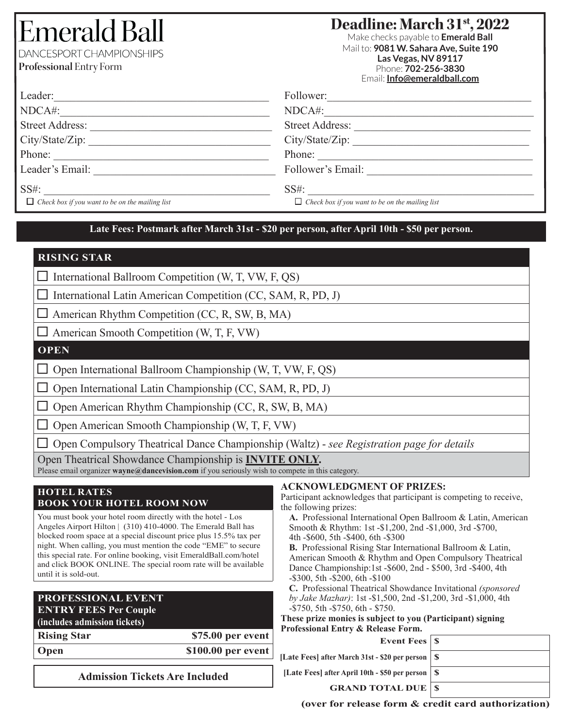# Emerald Ball

DANCESPORT CHAMPIONSHIPS

**Professional** Entry Form

## Deadline: March 31st, 2022

Make checks payable to **Emerald Ball**
Mail to: **9081 W. Sahara Ave, Suite 190**
**Las Vegas, NV 89117**
Phone: **702-256-3830**
Email: **Info@emeraldball.com**

| | |
|---|---|
| Leader: | Follower: |
| NDCA#: | NDCA#: |
| Street Address: | Street Address: |
| City/State/Zip: | City/State/Zip: |
| Phone: | Phone: |
| Leader's Email: | Follower's Email: |
| SS#: | SS#: |
| ☐ *Check box if you want to be on the mailing list* | ☐ *Check box if you want to be on the mailing list* |

**Late Fees: Postmark after March 31st - $20 per person, after April 10th - $50 per person.**

## RISING STAR

- ☐ International Ballroom Competition (W, T, VW, F, QS)
- ☐ International Latin American Competition (CC, SAM, R, PD, J)
- ☐ American Rhythm Competition (CC, R, SW, B, MA)
- ☐ American Smooth Competition (W, T, F, VW)

## OPEN

- ☐ Open International Ballroom Championship (W, T, VW, F, QS)
- ☐ Open International Latin Championship (CC, SAM, R, PD, J)
- ☐ Open American Rhythm Championship (CC, R, SW, B, MA)
- ☐ Open American Smooth Championship (W, T, F, VW)
- ☐ Open Compulsory Theatrical Dance Championship (Waltz) - *see Registration page for details*

Open Theatrical Showdance Championship is **INVITE ONLY.**
Please email organizer **wayne@dancevision.com** if you seriously wish to compete in this category.

### HOTEL RATES
### BOOK YOUR HOTEL ROOM NOW

You must book your hotel room directly with the hotel - Los Angeles Airport Hilton | (310) 410-4000. The Emerald Ball has blocked room space at a special discount price plus 15.5% tax per night. When calling, you must mention the code "EME" to secure this special rate. For online booking, visit EmeraldBall.com/hotel and click BOOK ONLINE. The special room rate will be available until it is sold-out.

### PROFESSIONAL EVENT ENTRY FEES Per Couple (includes admission tickets)

| | |
|---|---|
| **Rising Star** | **$75.00 per event** |
| **Open** | **$100.00 per event** |

**Admission Tickets Are Included**

### ACKNOWLEDGMENT OF PRIZES:

Participant acknowledges that participant is competing to receive, the following prizes:

**A.** Professional International Open Ballroom & Latin, American Smooth & Rhythm: 1st -$1,200, 2nd -$1,000, 3rd -$700, 4th -$600, 5th -$400, 6th -$300

**B.** Professional Rising Star International Ballroom & Latin, American Smooth & Rhythm and Open Compulsory Theatrical Dance Championship:1st -$600, 2nd - $500, 3rd -$400, 4th -$300, 5th -$200, 6th -$100

**C.** Professional Theatrical Showdance Invitational *(sponsored by Jake Mazhar)*: 1st -$1,500, 2nd -$1,200, 3rd -$1,000, 4th -$750, 5th -$750, 6th - $750.

**These prize monies is subject to you (Participant) signing Professional Entry & Release Form.**

| | |
|---|---|
| **Event Fees** | **$** |
| **[Late Fees] after March 31st - $20 per person** | **$** |
| **[Late Fees] after April 10th - $50 per person** | **$** |
| **GRAND TOTAL DUE** | **$** |

**(over for release form & credit card authorization)**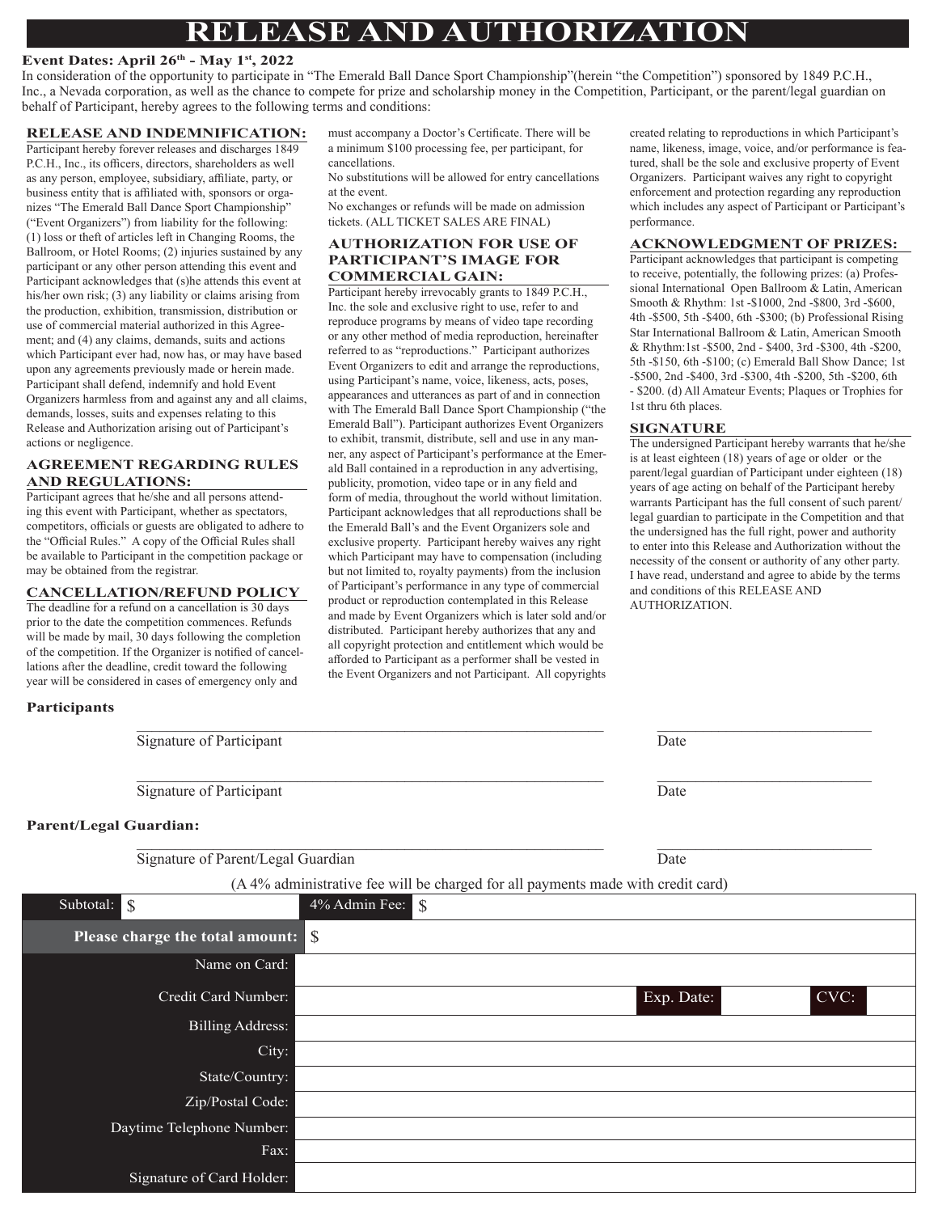# RELEASE AND AUTHORIZATION

**Event Dates: April 26th - May 1st, 2022**

In consideration of the opportunity to participate in "The Emerald Ball Dance Sport Championship"(herein "the Competition") sponsored by 1849 P.C.H., Inc., a Nevada corporation, as well as the chance to compete for prize and scholarship money in the Competition, Participant, or the parent/legal guardian on behalf of Participant, hereby agrees to the following terms and conditions:

## RELEASE AND INDEMNIFICATION:

Participant hereby forever releases and discharges 1849 P.C.H., Inc., its officers, directors, shareholders as well as any person, employee, subsidiary, affiliate, party, or business entity that is affiliated with, sponsors or organizes "The Emerald Ball Dance Sport Championship" ("Event Organizers") from liability for the following: (1) loss or theft of articles left in Changing Rooms, the Ballroom, or Hotel Rooms; (2) injuries sustained by any participant or any other person attending this event and Participant acknowledges that (s)he attends this event at his/her own risk; (3) any liability or claims arising from the production, exhibition, transmission, distribution or use of commercial material authorized in this Agreement; and (4) any claims, demands, suits and actions which Participant ever had, now has, or may have based upon any agreements previously made or herein made. Participant shall defend, indemnify and hold Event Organizers harmless from and against any and all claims, demands, losses, suits and expenses relating to this Release and Authorization arising out of Participant's actions or negligence.

## AGREEMENT REGARDING RULES AND REGULATIONS:

Participant agrees that he/she and all persons attending this event with Participant, whether as spectators, competitors, officials or guests are obligated to adhere to the "Official Rules." A copy of the Official Rules shall be available to Participant in the competition package or may be obtained from the registrar.

## CANCELLATION/REFUND POLICY

The deadline for a refund on a cancellation is 30 days prior to the date the competition commences. Refunds will be made by mail, 30 days following the completion of the competition. If the Organizer is notified of cancellations after the deadline, credit toward the following year will be considered in cases of emergency only and must accompany a Doctor's Certificate. There will be a minimum $100 processing fee, per participant, for cancellations.

No substitutions will be allowed for entry cancellations at the event.

No exchanges or refunds will be made on admission tickets. (ALL TICKET SALES ARE FINAL)

## AUTHORIZATION FOR USE OF PARTICIPANT'S IMAGE FOR COMMERCIAL GAIN:

Participant hereby irrevocably grants to 1849 P.C.H., Inc. the sole and exclusive right to use, refer to and reproduce programs by means of video tape recording or any other method of media reproduction, hereinafter referred to as "reproductions." Participant authorizes Event Organizers to edit and arrange the reproductions, using Participant's name, voice, likeness, acts, poses, appearances and utterances as part of and in connection with The Emerald Ball Dance Sport Championship ("the Emerald Ball"). Participant authorizes Event Organizers to exhibit, transmit, distribute, sell and use in any manner, any aspect of Participant's performance at the Emerald Ball contained in a reproduction in any advertising, publicity, promotion, video tape or in any field and form of media, throughout the world without limitation. Participant acknowledges that all reproductions shall be the Emerald Ball's and the Event Organizers sole and exclusive property. Participant hereby waives any right which Participant may have to compensation (including but not limited to, royalty payments) from the inclusion of Participant's performance in any type of commercial product or reproduction contemplated in this Release and made by Event Organizers which is later sold and/or distributed. Participant hereby authorizes that any and all copyright protection and entitlement which would be afforded to Participant as a performer shall be vested in the Event Organizers and not Participant. All copyrights created relating to reproductions in which Participant's name, likeness, image, voice, and/or performance is featured, shall be the sole and exclusive property of Event Organizers. Participant waives any right to copyright enforcement and protection regarding any reproduction which includes any aspect of Participant or Participant's performance.

## ACKNOWLEDGMENT OF PRIZES:

Participant acknowledges that participant is competing to receive, potentially, the following prizes: (a) Professional International Open Ballroom & Latin, American Smooth & Rhythm: 1st -$1000, 2nd -$800, 3rd -$600, 4th -$500, 5th -$400, 6th -$300; (b) Professional Rising Star International Ballroom & Latin, American Smooth & Rhythm:1st -$500, 2nd - $400, 3rd -$300, 4th -$200, 5th -$150, 6th -$100; (c) Emerald Ball Show Dance; 1st -$500, 2nd -$400, 3rd -$300, 4th -$200, 5th -$200, 6th - $200. (d) All Amateur Events; Plaques or Trophies for 1st thru 6th places.

## SIGNATURE

The undersigned Participant hereby warrants that he/she is at least eighteen (18) years of age or older or the parent/legal guardian of Participant under eighteen (18) years of age acting on behalf of the Participant hereby warrants Participant has the full consent of such parent/legal guardian to participate in the Competition and that the undersigned has the full right, power and authority to enter into this Release and Authorization without the necessity of the consent or authority of any other party. I have read, understand and agree to abide by the terms and conditions of this RELEASE AND AUTHORIZATION.

**Participants**

______________________________ Signature of Participant ______________ Date

______________________________ Signature of Participant ______________ Date

**Parent/Legal Guardian:**

______________________________ Signature of Parent/Legal Guardian ______________ Date

(A 4% administrative fee will be charged for all payments made with credit card)

| | | | | | |
|---|---|---|---|---|---|
| Subtotal: | $ | 4% Admin Fee: | $ | | |
| **Please charge the total amount:** | $ | | | | |
| Name on Card: | | | | | |
| Credit Card Number: | | Exp. Date: | | CVC: | |
| Billing Address: | | | | | |
| City: | | | | | |
| State/Country: | | | | | |
| Zip/Postal Code: | | | | | |
| Daytime Telephone Number: | | | | | |
| Fax: | | | | | |
| Signature of Card Holder: | | | | | |